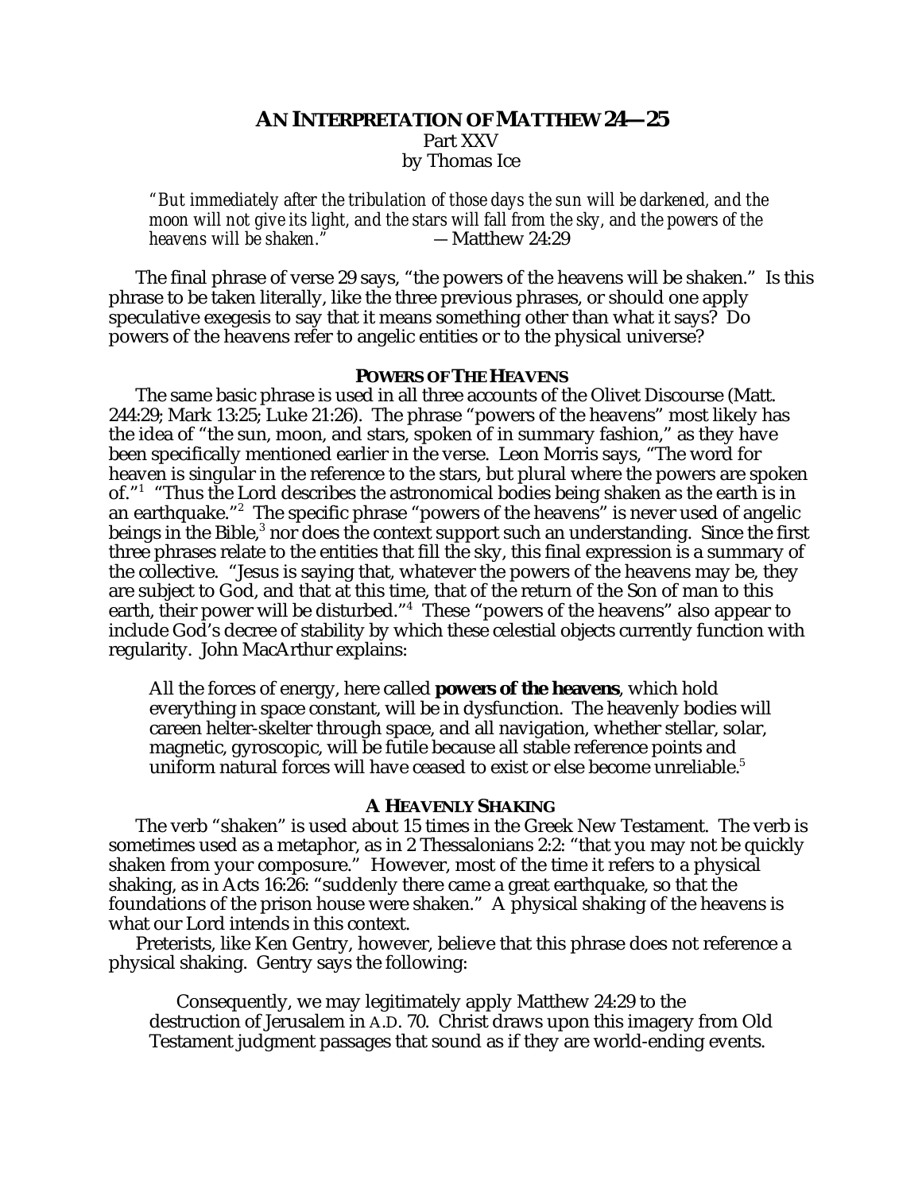# AN INTERPRETATION OF MATTHEW 24—25

Part XXV

by Thomas Ice

> *"But immediately after the tribulation of those days the sun will be darkened, and the moon will not give its light, and the stars will fall from the sky, and the powers of the heavens will be shaken."* —Matthew 24:29

The final phrase of verse 29 says, "the powers of the heavens will be shaken." Is this phrase to be taken literally, like the three previous phrases, or should one apply speculative exegesis to say that it means something other than what it says? Do powers of the heavens refer to angelic entities or to the physical universe?

### POWERS OF THE HEAVENS

The same basic phrase is used in all three accounts of the Olivet Discourse (Matt. 244:29; Mark 13:25; Luke 21:26). The phrase "powers of the heavens" most likely has the idea of "the sun, moon, and stars, spoken of in summary fashion," as they have been specifically mentioned earlier in the verse. Leon Morris says, "The word for heaven is singular in the reference to the stars, but plural where the powers are spoken of."[1] "Thus the Lord describes the astronomical bodies being shaken as the earth is in an earthquake."[2] The specific phrase "powers of the heavens" is never used of angelic beings in the Bible,[3] nor does the context support such an understanding. Since the first three phrases relate to the entities that fill the sky, this final expression is a summary of the collective. "Jesus is saying that, whatever the powers of the heavens may be, they are subject to God, and that at this time, that of the return of the Son of man to this earth, their power will be disturbed."[4] These "powers of the heavens" also appear to include God's decree of stability by which these celestial objects currently function with regularity. John MacArthur explains:

> All the forces of energy, here called **powers of the heavens**, which hold everything in space constant, will be in dysfunction. The heavenly bodies will careen helter-skelter through space, and all navigation, whether stellar, solar, magnetic, gyroscopic, will be futile because all stable reference points and uniform natural forces will have ceased to exist or else become unreliable.[5]

### A HEAVENLY SHAKING

The verb "shaken" is used about 15 times in the Greek New Testament. The verb is sometimes used as a metaphor, as in 2 Thessalonians 2:2: "that you may not be quickly shaken from your composure." However, most of the time it refers to a physical shaking, as in Acts 16:26: "suddenly there came a great earthquake, so that the foundations of the prison house were shaken." A physical shaking of the heavens is what our Lord intends in this context.

Preterists, like Ken Gentry, however, believe that this phrase does not reference a physical shaking. Gentry says the following:

> Consequently, we may legitimately apply Matthew 24:29 to the destruction of Jerusalem in A.D. 70. Christ draws upon this imagery from Old Testament judgment passages that sound as if they are world-ending events.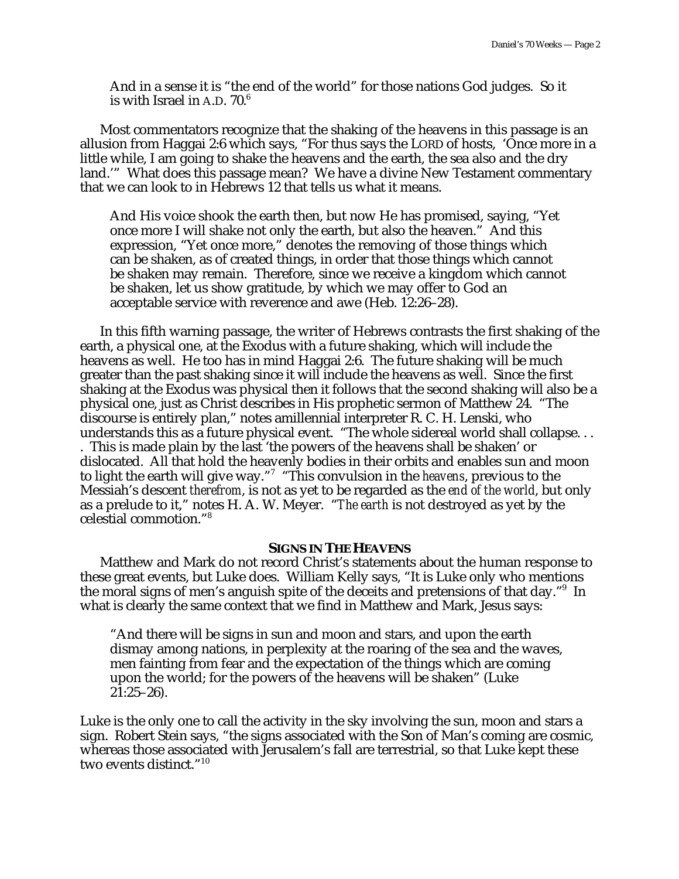> And in a sense it is "the end of the world" for those nations God judges. So it is with Israel in A.D. 70.[6]

Most commentators recognize that the shaking of the heavens in this passage is an allusion from Haggai 2:6 which says, "For thus says the LORD of hosts, 'Once more in a little while, I am going to shake the heavens and the earth, the sea also and the dry land.'" What does this passage mean? We have a divine New Testament commentary that we can look to in Hebrews 12 that tells us what it means.

> And His voice shook the earth then, but now He has promised, saying, "Yet once more I will shake not only the earth, but also the heaven." And this expression, "Yet once more," denotes the removing of those things which can be shaken, as of created things, in order that those things which cannot be shaken may remain. Therefore, since we receive a kingdom which cannot be shaken, let us show gratitude, by which we may offer to God an acceptable service with reverence and awe (Heb. 12:26–28).

In this fifth warning passage, the writer of Hebrews contrasts the first shaking of the earth, a physical one, at the Exodus with a future shaking, which will include the heavens as well. He too has in mind Haggai 2:6. The future shaking will be much greater than the past shaking since it will include the heavens as well. Since the first shaking at the Exodus was physical then it follows that the second shaking will also be a physical one, just as Christ describes in His prophetic sermon of Matthew 24. "The discourse is entirely plan," notes amillennial interpreter R. C. H. Lenski, who understands this as a future physical event. "The whole sidereal world shall collapse. . . . This is made plain by the last 'the powers of the heavens shall be shaken' or dislocated. All that hold the heavenly bodies in their orbits and enables sun and moon to light the earth will give way."[7] "This convulsion in the *heavens*, previous to the Messiah's descent *therefrom*, is not as yet to be regarded as the *end of the world*, but only as a prelude to it," notes H. A. W. Meyer. "*The earth* is not destroyed as yet by the celestial commotion."[8]

## SIGNS IN THE HEAVENS

Matthew and Mark do not record Christ's statements about the human response to these great events, but Luke does. William Kelly says, "It is Luke only who mentions the moral signs of men's anguish spite of the deceits and pretensions of that day."[9] In what is clearly the same context that we find in Matthew and Mark, Jesus says:

> "And there will be signs in sun and moon and stars, and upon the earth dismay among nations, in perplexity at the roaring of the sea and the waves, men fainting from fear and the expectation of the things which are coming upon the world; for the powers of the heavens will be shaken" (Luke 21:25–26).

Luke is the only one to call the activity in the sky involving the sun, moon and stars a sign. Robert Stein says, "the signs associated with the Son of Man's coming are cosmic, whereas those associated with Jerusalem's fall are terrestrial, so that Luke kept these two events distinct."[10]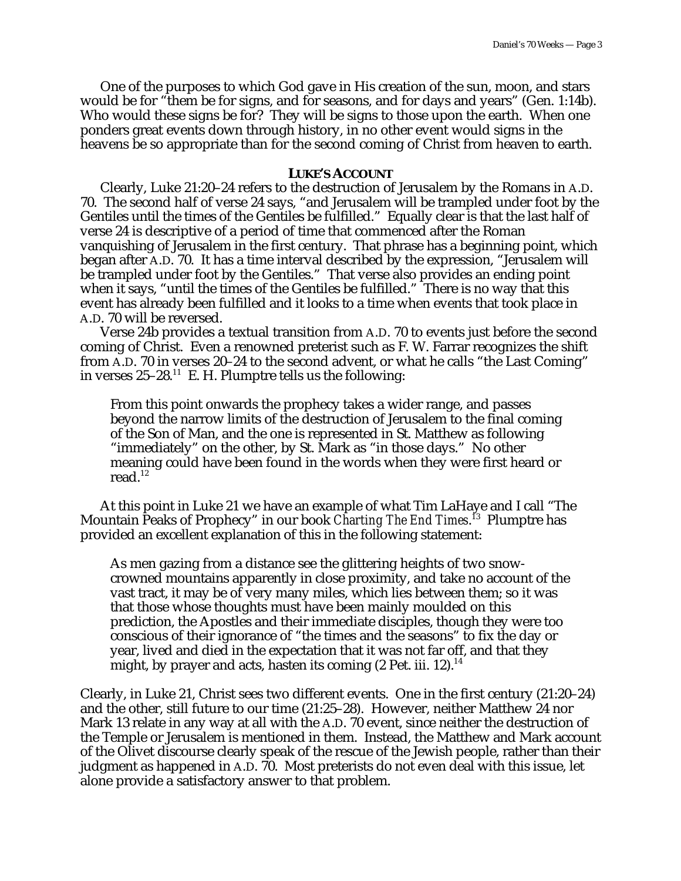One of the purposes to which God gave in His creation of the sun, moon, and stars would be for "them be for signs, and for seasons, and for days and years" (Gen. 1:14b). Who would these signs be for? They will be signs to those upon the earth. When one ponders great events down through history, in no other event would signs in the heavens be so appropriate than for the second coming of Christ from heaven to earth.

### LUKE'S ACCOUNT

Clearly, Luke 21:20–24 refers to the destruction of Jerusalem by the Romans in A.D. 70. The second half of verse 24 says, "and Jerusalem will be trampled under foot by the Gentiles until the times of the Gentiles be fulfilled." Equally clear is that the last half of verse 24 is descriptive of a period of time that commenced after the Roman vanquishing of Jerusalem in the first century. That phrase has a beginning point, which began after A.D. 70. It has a time interval described by the expression, "Jerusalem will be trampled under foot by the Gentiles." That verse also provides an ending point when it says, "until the times of the Gentiles be fulfilled." There is no way that this event has already been fulfilled and it looks to a time when events that took place in A.D. 70 will be reversed.

Verse 24b provides a textual transition from A.D. 70 to events just before the second coming of Christ. Even a renowned preterist such as F. W. Farrar recognizes the shift from A.D. 70 in verses 20–24 to the second advent, or what he calls "the Last Coming" in verses 25–28.[11] E. H. Plumptre tells us the following:

> From this point onwards the prophecy takes a wider range, and passes beyond the narrow limits of the destruction of Jerusalem to the final coming of the Son of Man, and the one is represented in St. Matthew as following "immediately" on the other, by St. Mark as "in those days." No other meaning could have been found in the words when they were first heard or read.[12]

At this point in Luke 21 we have an example of what Tim LaHaye and I call "The Mountain Peaks of Prophecy" in our book *Charting The End Times*.[13] Plumptre has provided an excellent explanation of this in the following statement:

> As men gazing from a distance see the glittering heights of two snow-crowned mountains apparently in close proximity, and take no account of the vast tract, it may be of very many miles, which lies between them; so it was that those whose thoughts must have been mainly moulded on this prediction, the Apostles and their immediate disciples, though they were too conscious of their ignorance of "the times and the seasons" to fix the day or year, lived and died in the expectation that it was not far off, and that they might, by prayer and acts, hasten its coming (2 Pet. iii. 12).[14]

Clearly, in Luke 21, Christ sees two different events. One in the first century (21:20–24) and the other, still future to our time (21:25–28). However, neither Matthew 24 nor Mark 13 relate in any way at all with the A.D. 70 event, since neither the destruction of the Temple or Jerusalem is mentioned in them. Instead, the Matthew and Mark account of the Olivet discourse clearly speak of the rescue of the Jewish people, rather than their judgment as happened in A.D. 70. Most preterists do not even deal with this issue, let alone provide a satisfactory answer to that problem.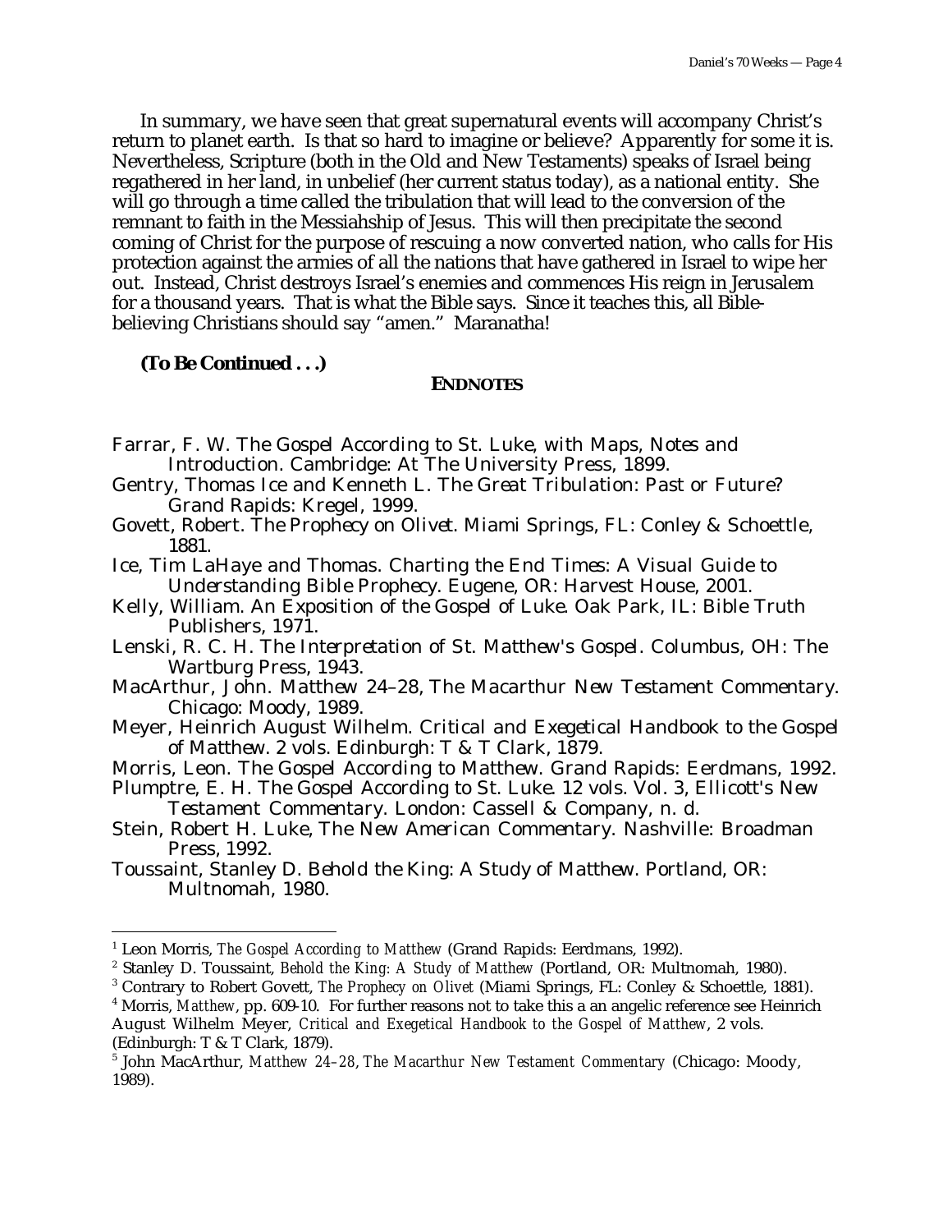In summary, we have seen that great supernatural events will accompany Christ's return to planet earth. Is that so hard to imagine or believe? Apparently for some it is. Nevertheless, Scripture (both in the Old and New Testaments) speaks of Israel being regathered in her land, in unbelief (her current status today), as a national entity. She will go through a time called the tribulation that will lead to the conversion of the remnant to faith in the Messiahship of Jesus. This will then precipitate the second coming of Christ for the purpose of rescuing a now converted nation, who calls for His protection against the armies of all the nations that have gathered in Israel to wipe her out. Instead, Christ destroys Israel's enemies and commences His reign in Jerusalem for a thousand years. That is what the Bible says. Since it teaches this, all Bible-believing Christians should say "amen." Maranatha!

**(To Be Continued . . .)**

## ENDNOTES

Farrar, F. W. *The Gospel According to St. Luke, with Maps, Notes and Introduction*. Cambridge: At The University Press, 1899.

Gentry, Thomas Ice and Kenneth L. *The Great Tribulation: Past or Future?* Grand Rapids: Kregel, 1999.

Govett, Robert. *The Prophecy on Olivet*. Miami Springs, FL: Conley & Schoettle, 1881.

Ice, Tim LaHaye and Thomas. *Charting the End Times: A Visual Guide to Understanding Bible Prophecy*. Eugene, OR: Harvest House, 2001.

Kelly, William. *An Exposition of the Gospel of Luke*. Oak Park, IL: Bible Truth Publishers, 1971.

Lenski, R. C. H. *The Interpretation of St. Matthew's Gospel*. Columbus, OH: The Wartburg Press, 1943.

MacArthur, John. *Matthew 24–28, The Macarthur New Testament Commentary*. Chicago: Moody, 1989.

Meyer, Heinrich August Wilhelm. *Critical and Exegetical Handbook to the Gospel of Matthew*. 2 vols. Edinburgh: T & T Clark, 1879.

Morris, Leon. *The Gospel According to Matthew*. Grand Rapids: Eerdmans, 1992.

Plumptre, E. H. *The Gospel According to St. Luke*. 12 vols. Vol. 3, *Ellicott's New Testament Commentary*. London: Cassell & Company, n. d.

Stein, Robert H. *Luke, The New American Commentary*. Nashville: Broadman Press, 1992.

Toussaint, Stanley D. *Behold the King: A Study of Matthew*. Portland, OR: Multnomah, 1980.

---

[1] Leon Morris, *The Gospel According to Matthew* (Grand Rapids: Eerdmans, 1992).

[2] Stanley D. Toussaint, *Behold the King: A Study of Matthew* (Portland, OR: Multnomah, 1980).

[3] Contrary to Robert Govett, *The Prophecy on Olivet* (Miami Springs, FL: Conley & Schoettle, 1881).

[4] Morris, *Matthew*, pp. 609-10. For further reasons not to take this a an angelic reference see Heinrich August Wilhelm Meyer, *Critical and Exegetical Handbook to the Gospel of Matthew*, 2 vols. (Edinburgh: T & T Clark, 1879).

[5] John MacArthur, *Matthew 24–28*, *The Macarthur New Testament Commentary* (Chicago: Moody, 1989).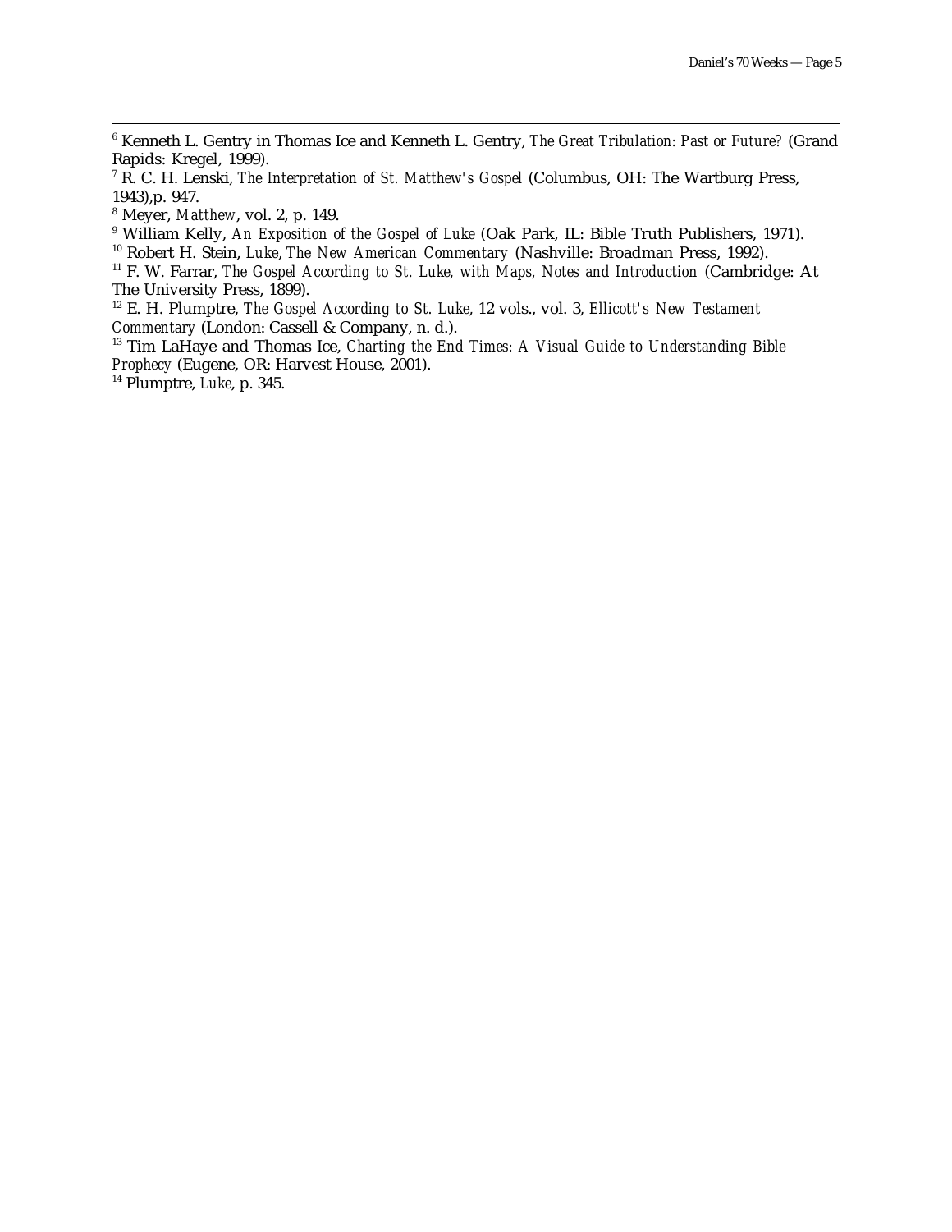[6] Kenneth L. Gentry in Thomas Ice and Kenneth L. Gentry, *The Great Tribulation: Past or Future?* (Grand Rapids: Kregel, 1999).

[7] R. C. H. Lenski, *The Interpretation of St. Matthew's Gospel* (Columbus, OH: The Wartburg Press, 1943),p. 947.

[8] Meyer, *Matthew*, vol. 2, p. 149.

[9] William Kelly, *An Exposition of the Gospel of Luke* (Oak Park, IL: Bible Truth Publishers, 1971).

[10] Robert H. Stein, *Luke*, *The New American Commentary* (Nashville: Broadman Press, 1992).

[11] F. W. Farrar, *The Gospel According to St. Luke, with Maps, Notes and Introduction* (Cambridge: At The University Press, 1899).

[12] E. H. Plumptre, *The Gospel According to St. Luke*, 12 vols., vol. 3, *Ellicott's New Testament Commentary* (London: Cassell & Company, n. d.).

[13] Tim LaHaye and Thomas Ice, *Charting the End Times: A Visual Guide to Understanding Bible Prophecy* (Eugene, OR: Harvest House, 2001).

[14] Plumptre, *Luke*, p. 345.